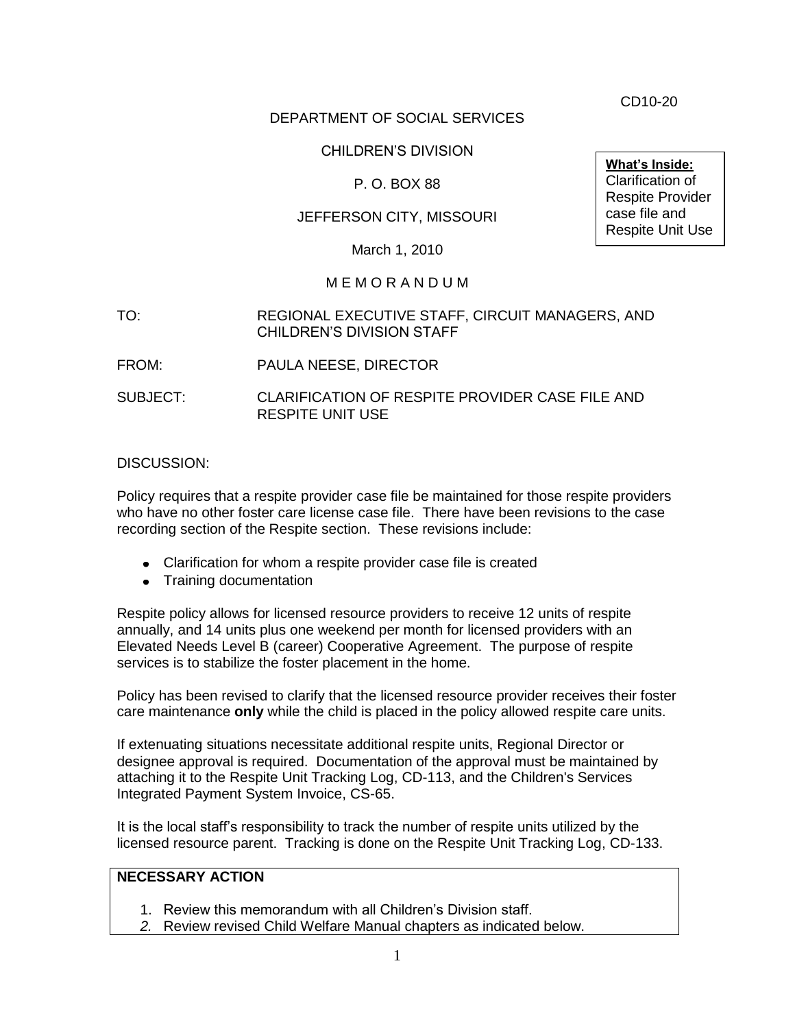CD10-20

DEPARTMENT OF SOCIAL SERVICES

CHILDREN'S DIVISION

P. O. BOX 88

JEFFERSON CITY, MISSOURI

March 1, 2010

**What's Inside:**
Clarification of Respite Provider case file and Respite Unit Use

M E M O R A N D U M

TO: REGIONAL EXECUTIVE STAFF, CIRCUIT MANAGERS, AND CHILDREN'S DIVISION STAFF

FROM: PAULA NEESE, DIRECTOR

SUBJECT: CLARIFICATION OF RESPITE PROVIDER CASE FILE AND RESPITE UNIT USE

DISCUSSION:

Policy requires that a respite provider case file be maintained for those respite providers who have no other foster care license case file. There have been revisions to the case recording section of the Respite section. These revisions include:

- Clarification for whom a respite provider case file is created
- Training documentation

Respite policy allows for licensed resource providers to receive 12 units of respite annually, and 14 units plus one weekend per month for licensed providers with an Elevated Needs Level B (career) Cooperative Agreement. The purpose of respite services is to stabilize the foster placement in the home.

Policy has been revised to clarify that the licensed resource provider receives their foster care maintenance **only** while the child is placed in the policy allowed respite care units.

If extenuating situations necessitate additional respite units, Regional Director or designee approval is required. Documentation of the approval must be maintained by attaching it to the Respite Unit Tracking Log, CD-113, and the Children's Services Integrated Payment System Invoice, CS-65.

It is the local staff's responsibility to track the number of respite units utilized by the licensed resource parent. Tracking is done on the Respite Unit Tracking Log, CD-133.

**NECESSARY ACTION**

1. Review this memorandum with all Children's Division staff.
2. Review revised Child Welfare Manual chapters as indicated below.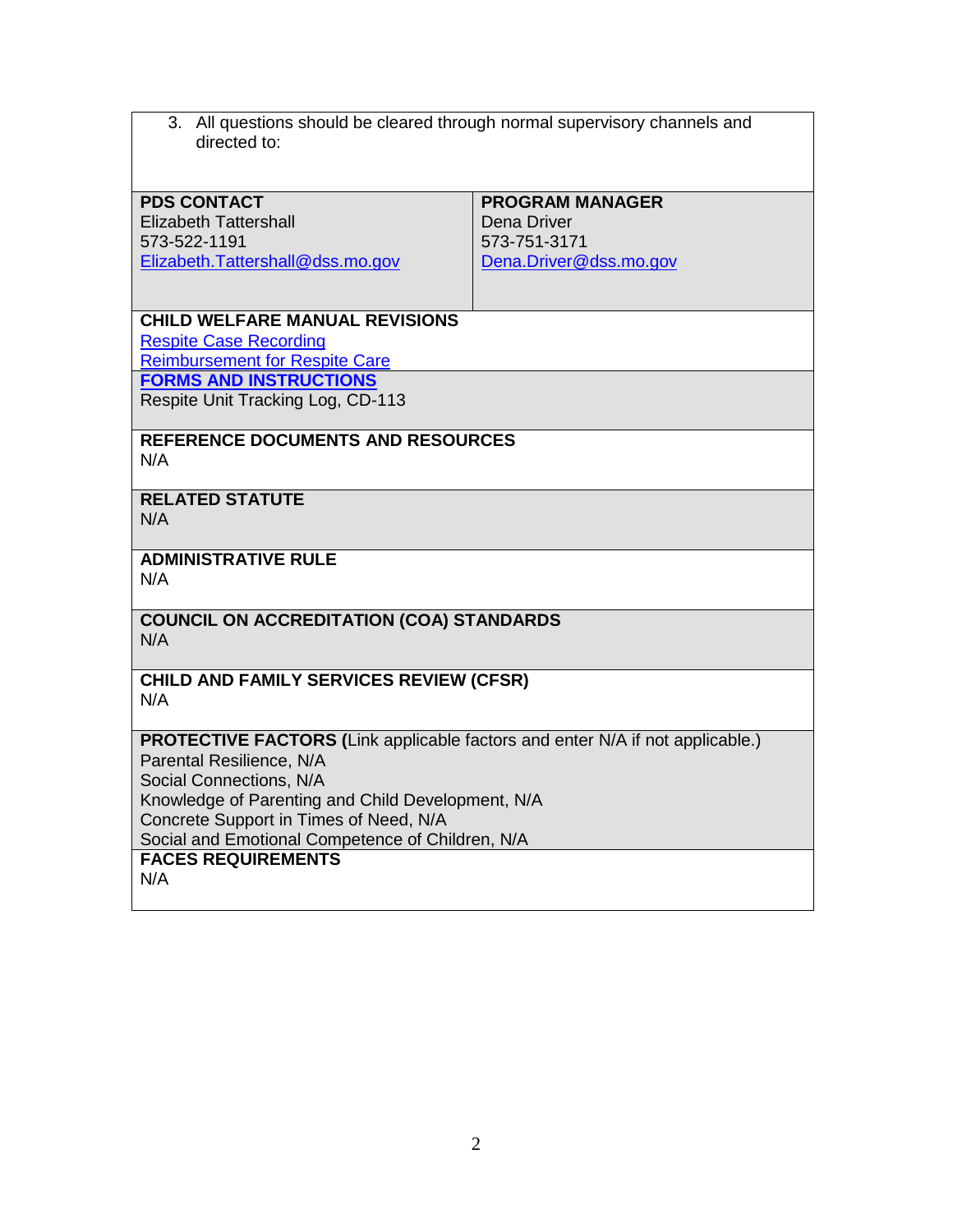3. All questions should be cleared through normal supervisory channels and directed to:

| PDS CONTACT | PROGRAM MANAGER |
| --- | --- |
| Elizabeth Tattershall<br>573-522-1191<br>Elizabeth.Tattershall@dss.mo.gov | Dena Driver<br>573-751-3171<br>Dena.Driver@dss.mo.gov |

**CHILD WELFARE MANUAL REVISIONS**

Respite Case Recording
Reimbursement for Respite Care

**FORMS AND INSTRUCTIONS**

Respite Unit Tracking Log, CD-113

**REFERENCE DOCUMENTS AND RESOURCES**

N/A

**RELATED STATUTE**

N/A

**ADMINISTRATIVE RULE**

N/A

**COUNCIL ON ACCREDITATION (COA) STANDARDS**

N/A

**CHILD AND FAMILY SERVICES REVIEW (CFSR)**

N/A

**PROTECTIVE FACTORS (**Link applicable factors and enter N/A if not applicable.)

Parental Resilience, N/A
Social Connections, N/A
Knowledge of Parenting and Child Development, N/A
Concrete Support in Times of Need, N/A
Social and Emotional Competence of Children, N/A

**FACES REQUIREMENTS**

N/A